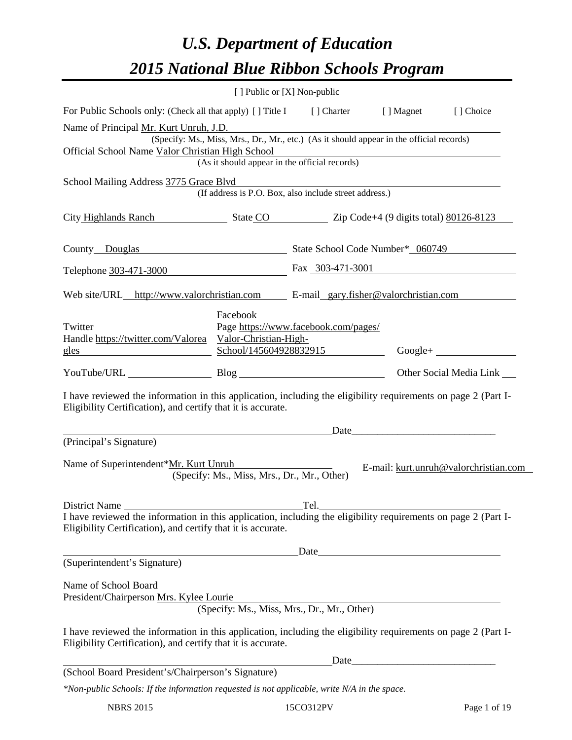# *U.S. Department of Education*

# *2015 National Blue Ribbon Schools Program*

[ ] Public or [X] Non-public

For Public Schools only: (Check all that apply) [ ] Title I [ ] Charter [ ] Magnet [ ] Choice

Name of Principal Mr. Kurt Unruh, J.D.
(Specify: Ms., Miss, Mrs., Dr., Mr., etc.) (As it should appear in the official records)

Official School Name Valor Christian High School
(As it should appear in the official records)

School Mailing Address 3775 Grace Blvd
(If address is P.O. Box, also include street address.)

City Highlands Ranch State CO Zip Code+4 (9 digits total) 80126-8123

County Douglas State School Code Number* 060749

Telephone 303-471-3000 Fax 303-471-3001

Web site/URL http://www.valorchristian.com E-mail gary.fisher@valorchristian.com

Twitter Handle https://twitter.com/Valoreagles Facebook Page https://www.facebook.com/pages/Valor-Christian-High-School/145604928832915 Google+

YouTube/URL Blog Other Social Media Link

I have reviewed the information in this application, including the eligibility requirements on page 2 (Part I-Eligibility Certification), and certify that it is accurate.

_______________________________ Date_______________________
(Principal's Signature)

Name of Superintendent*Mr. Kurt Unruh E-mail: kurt.unruh@valorchristian.com
(Specify: Ms., Miss, Mrs., Dr., Mr., Other)

District Name _______________ Tel. _______________

I have reviewed the information in this application, including the eligibility requirements on page 2 (Part I-Eligibility Certification), and certify that it is accurate.

_______________________________ Date_______________________
(Superintendent's Signature)

Name of School Board President/Chairperson Mrs. Kylee Lourie
(Specify: Ms., Miss, Mrs., Dr., Mr., Other)

I have reviewed the information in this application, including the eligibility requirements on page 2 (Part I-Eligibility Certification), and certify that it is accurate.

_______________________________ Date_______________________
(School Board President's/Chairperson's Signature)

*\*Non-public Schools: If the information requested is not applicable, write N/A in the space.*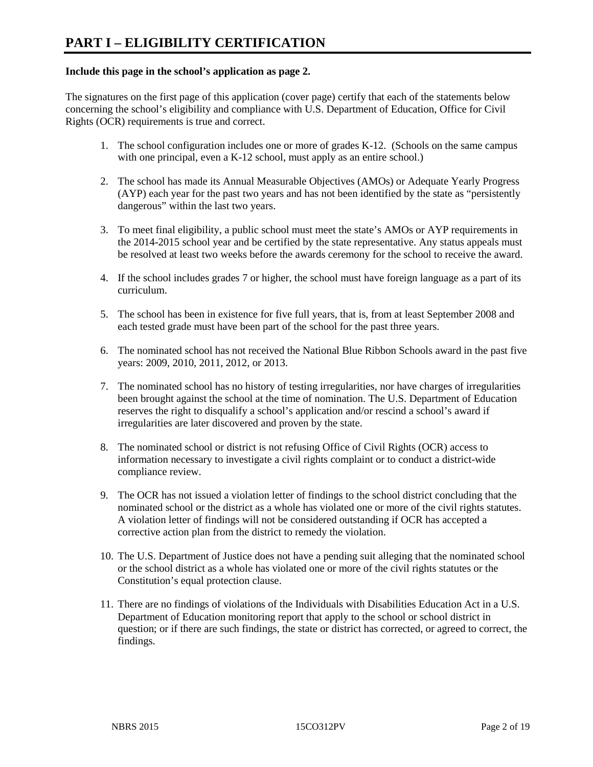# PART I – ELIGIBILITY CERTIFICATION

**Include this page in the school's application as page 2.**

The signatures on the first page of this application (cover page) certify that each of the statements below concerning the school's eligibility and compliance with U.S. Department of Education, Office for Civil Rights (OCR) requirements is true and correct.

1. The school configuration includes one or more of grades K-12. (Schools on the same campus with one principal, even a K-12 school, must apply as an entire school.)

2. The school has made its Annual Measurable Objectives (AMOs) or Adequate Yearly Progress (AYP) each year for the past two years and has not been identified by the state as "persistently dangerous" within the last two years.

3. To meet final eligibility, a public school must meet the state's AMOs or AYP requirements in the 2014-2015 school year and be certified by the state representative. Any status appeals must be resolved at least two weeks before the awards ceremony for the school to receive the award.

4. If the school includes grades 7 or higher, the school must have foreign language as a part of its curriculum.

5. The school has been in existence for five full years, that is, from at least September 2008 and each tested grade must have been part of the school for the past three years.

6. The nominated school has not received the National Blue Ribbon Schools award in the past five years: 2009, 2010, 2011, 2012, or 2013.

7. The nominated school has no history of testing irregularities, nor have charges of irregularities been brought against the school at the time of nomination. The U.S. Department of Education reserves the right to disqualify a school's application and/or rescind a school's award if irregularities are later discovered and proven by the state.

8. The nominated school or district is not refusing Office of Civil Rights (OCR) access to information necessary to investigate a civil rights complaint or to conduct a district-wide compliance review.

9. The OCR has not issued a violation letter of findings to the school district concluding that the nominated school or the district as a whole has violated one or more of the civil rights statutes. A violation letter of findings will not be considered outstanding if OCR has accepted a corrective action plan from the district to remedy the violation.

10. The U.S. Department of Justice does not have a pending suit alleging that the nominated school or the school district as a whole has violated one or more of the civil rights statutes or the Constitution's equal protection clause.

11. There are no findings of violations of the Individuals with Disabilities Education Act in a U.S. Department of Education monitoring report that apply to the school or school district in question; or if there are such findings, the state or district has corrected, or agreed to correct, the findings.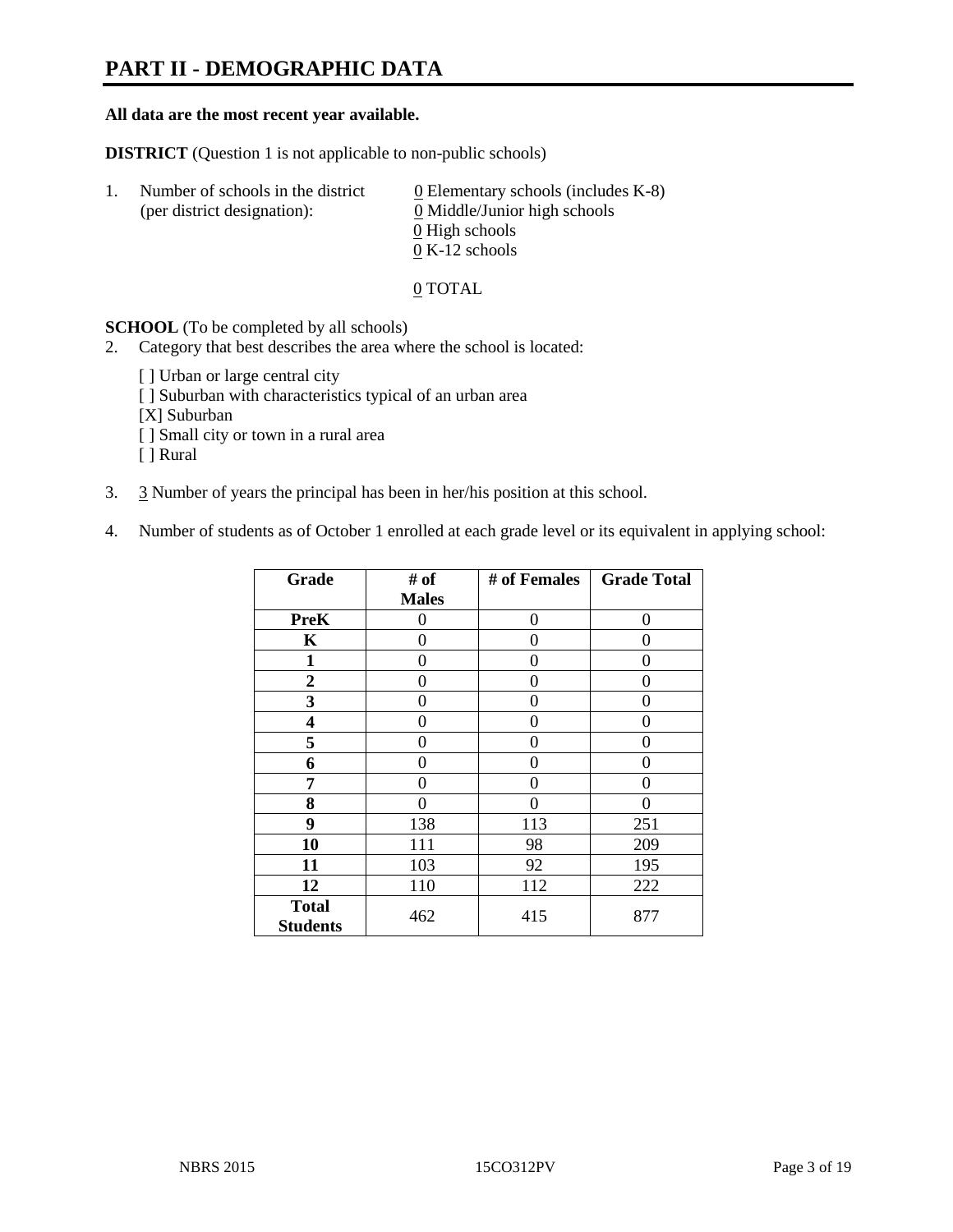# PART II - DEMOGRAPHIC DATA

**All data are the most recent year available.**

**DISTRICT** (Question 1 is not applicable to non-public schools)

1. Number of schools in the district (per district designation):
   0 Elementary schools (includes K-8)
   0 Middle/Junior high schools
   0 High schools
   0 K-12 schools

   0 TOTAL

**SCHOOL** (To be completed by all schools)

2. Category that best describes the area where the school is located:

   [ ] Urban or large central city
   [ ] Suburban with characteristics typical of an urban area
   [X] Suburban
   [ ] Small city or town in a rural area
   [ ] Rural

3. 3 Number of years the principal has been in her/his position at this school.

4. Number of students as of October 1 enrolled at each grade level or its equivalent in applying school:

| Grade | # of Males | # of Females | Grade Total |
|---|---|---|---|
| **PreK** | 0 | 0 | 0 |
| **K** | 0 | 0 | 0 |
| **1** | 0 | 0 | 0 |
| **2** | 0 | 0 | 0 |
| **3** | 0 | 0 | 0 |
| **4** | 0 | 0 | 0 |
| **5** | 0 | 0 | 0 |
| **6** | 0 | 0 | 0 |
| **7** | 0 | 0 | 0 |
| **8** | 0 | 0 | 0 |
| **9** | 138 | 113 | 251 |
| **10** | 111 | 98 | 209 |
| **11** | 103 | 92 | 195 |
| **12** | 110 | 112 | 222 |
| **Total Students** | 462 | 415 | 877 |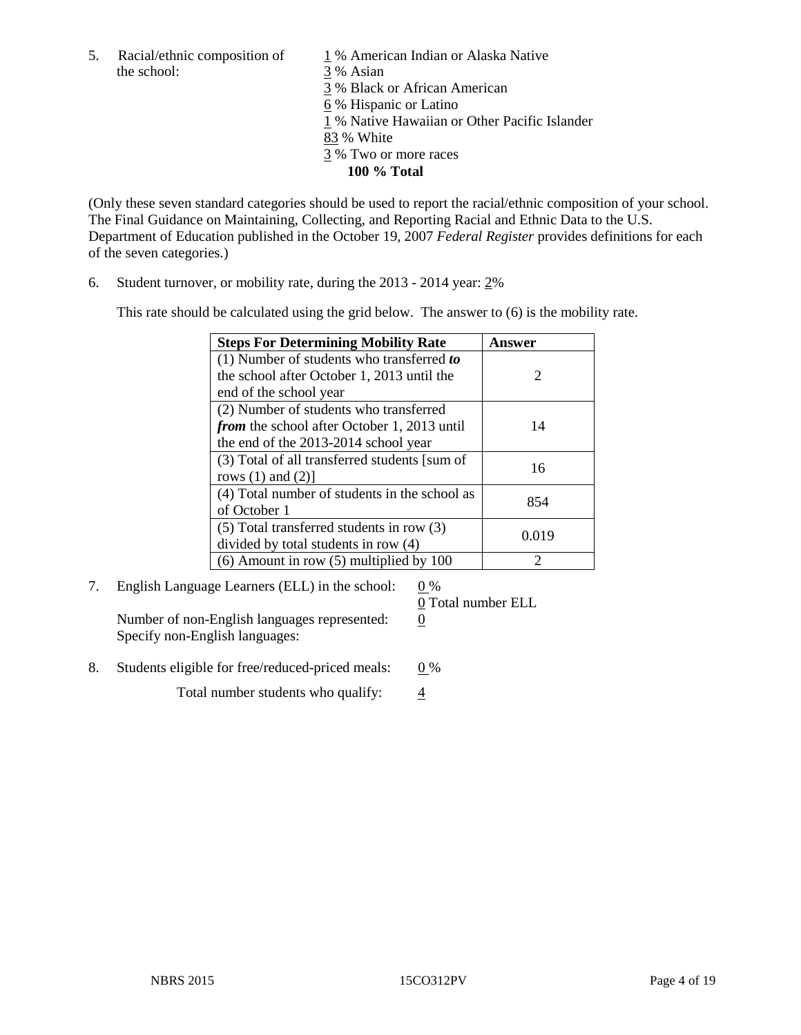5. Racial/ethnic composition of the school:

1 % American Indian or Alaska Native
3 % Asian
3 % Black or African American
6 % Hispanic or Latino
1 % Native Hawaiian or Other Pacific Islander
83 % White
3 % Two or more races
**100 % Total**

(Only these seven standard categories should be used to report the racial/ethnic composition of your school. The Final Guidance on Maintaining, Collecting, and Reporting Racial and Ethnic Data to the U.S. Department of Education published in the October 19, 2007 *Federal Register* provides definitions for each of the seven categories.)

6. Student turnover, or mobility rate, during the 2013 - 2014 year: 2%

This rate should be calculated using the grid below. The answer to (6) is the mobility rate.

| **Steps For Determining Mobility Rate** | **Answer** |
|---|---|
| (1) Number of students who transferred ***to*** the school after October 1, 2013 until the end of the school year | 2 |
| (2) Number of students who transferred ***from*** the school after October 1, 2013 until the end of the 2013-2014 school year | 14 |
| (3) Total of all transferred students [sum of rows (1) and (2)] | 16 |
| (4) Total number of students in the school as of October 1 | 854 |
| (5) Total transferred students in row (3) divided by total students in row (4) | 0.019 |
| (6) Amount in row (5) multiplied by 100 | 2 |

7. English Language Learners (ELL) in the school: 0 %

0 Total number ELL

Number of non-English languages represented: 0

Specify non-English languages:

8. Students eligible for free/reduced-priced meals: 0 %

Total number students who qualify: 4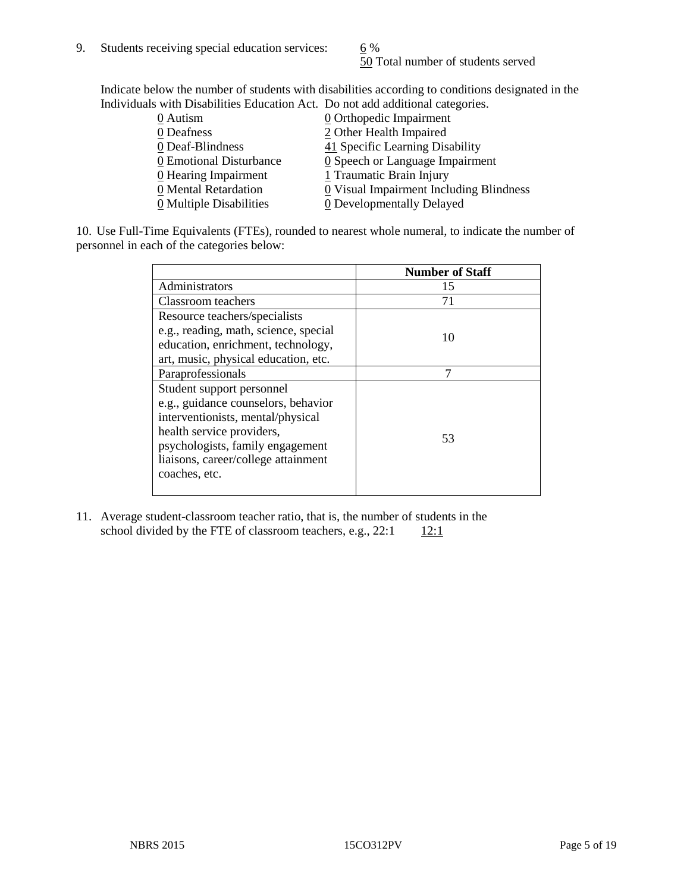9. Students receiving special education services: 6 %
   50 Total number of students served

Indicate below the number of students with disabilities according to conditions designated in the Individuals with Disabilities Education Act. Do not add additional categories.

0 Autism
0 Deafness
0 Deaf-Blindness
0 Emotional Disturbance
0 Hearing Impairment
0 Mental Retardation
0 Multiple Disabilities
0 Orthopedic Impairment
2 Other Health Impaired
41 Specific Learning Disability
0 Speech or Language Impairment
1 Traumatic Brain Injury
0 Visual Impairment Including Blindness
0 Developmentally Delayed

10. Use Full-Time Equivalents (FTEs), rounded to nearest whole numeral, to indicate the number of personnel in each of the categories below:

| | Number of Staff |
|---|---|
| Administrators | 15 |
| Classroom teachers | 71 |
| Resource teachers/specialists e.g., reading, math, science, special education, enrichment, technology, art, music, physical education, etc. | 10 |
| Paraprofessionals | 7 |
| Student support personnel e.g., guidance counselors, behavior interventionists, mental/physical health service providers, psychologists, family engagement liaisons, career/college attainment coaches, etc. | 53 |

11. Average student-classroom teacher ratio, that is, the number of students in the school divided by the FTE of classroom teachers, e.g., 22:1    12:1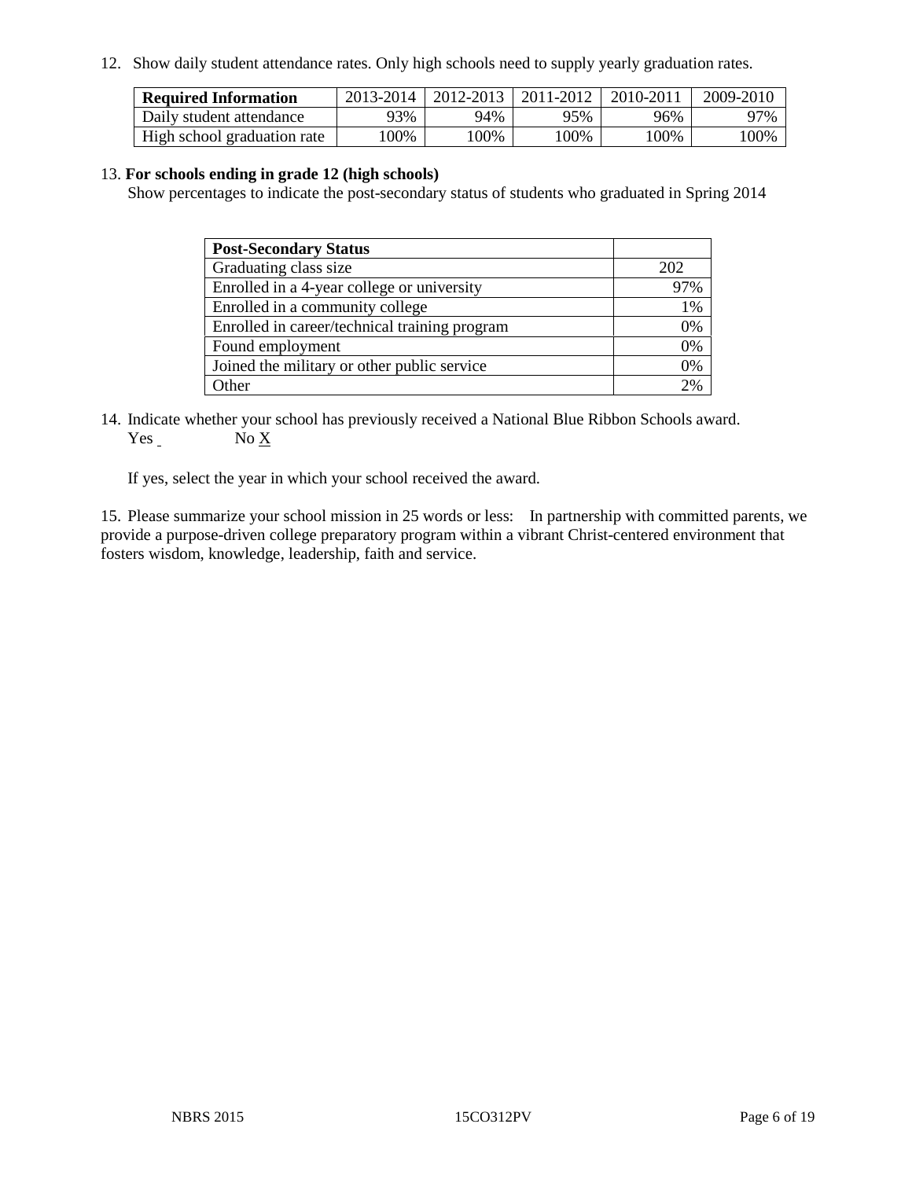12. Show daily student attendance rates. Only high schools need to supply yearly graduation rates.

| **Required Information** | 2013-2014 | 2012-2013 | 2011-2012 | 2010-2011 | 2009-2010 |
|---|---|---|---|---|---|
| Daily student attendance | 93% | 94% | 95% | 96% | 97% |
| High school graduation rate | 100% | 100% | 100% | 100% | 100% |

13. **For schools ending in grade 12 (high schools)**
Show percentages to indicate the post-secondary status of students who graduated in Spring 2014

| **Post-Secondary Status** | |
|---|---|
| Graduating class size | 202 |
| Enrolled in a 4-year college or university | 97% |
| Enrolled in a community college | 1% |
| Enrolled in career/technical training program | 0% |
| Found employment | 0% |
| Joined the military or other public service | 0% |
| Other | 2% |

14. Indicate whether your school has previously received a National Blue Ribbon Schools award.
Yes ___ No X

If yes, select the year in which your school received the award.

15. Please summarize your school mission in 25 words or less: In partnership with committed parents, we provide a purpose-driven college preparatory program within a vibrant Christ-centered environment that fosters wisdom, knowledge, leadership, faith and service.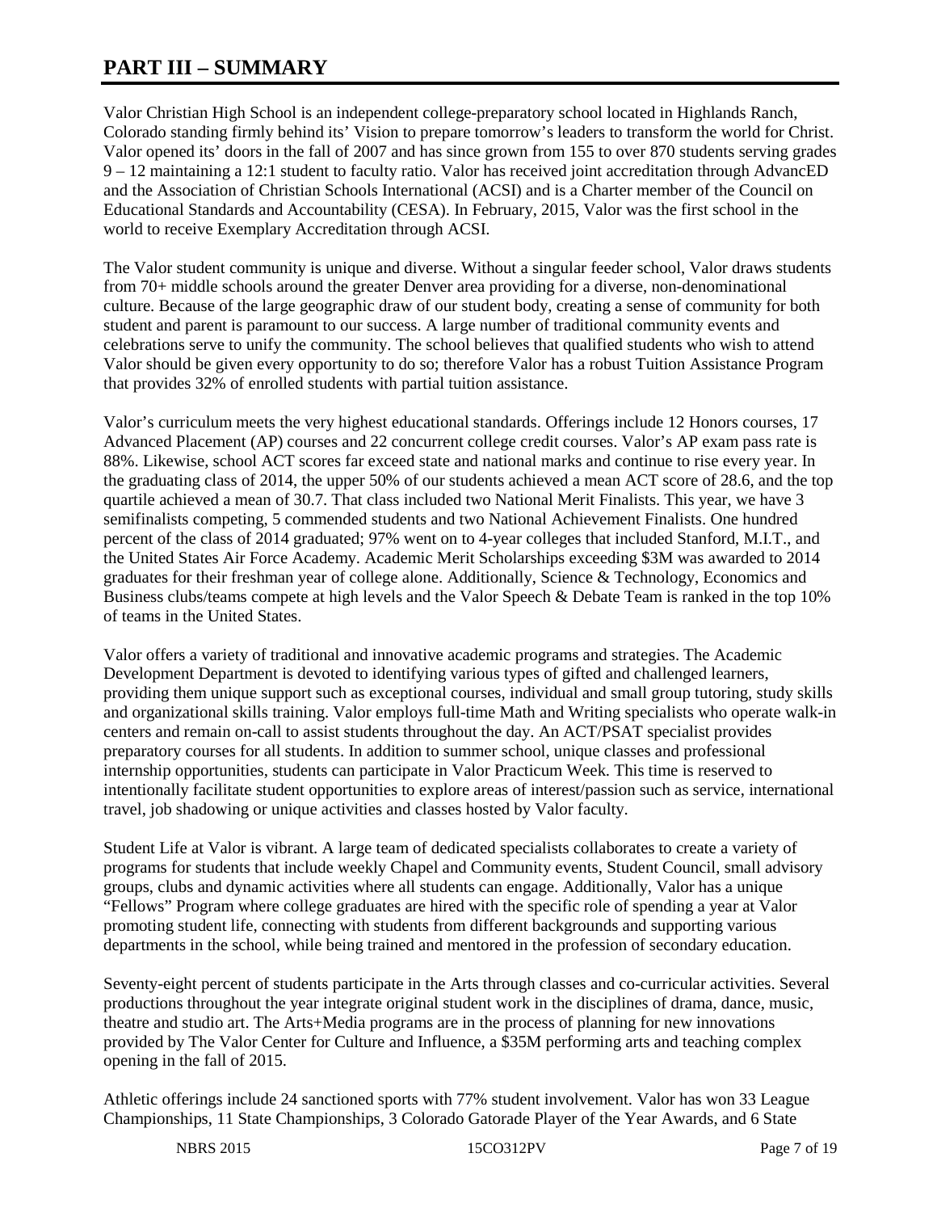# PART III – SUMMARY

Valor Christian High School is an independent college-preparatory school located in Highlands Ranch, Colorado standing firmly behind its' Vision to prepare tomorrow's leaders to transform the world for Christ. Valor opened its' doors in the fall of 2007 and has since grown from 155 to over 870 students serving grades 9 – 12 maintaining a 12:1 student to faculty ratio. Valor has received joint accreditation through AdvancED and the Association of Christian Schools International (ACSI) and is a Charter member of the Council on Educational Standards and Accountability (CESA). In February, 2015, Valor was the first school in the world to receive Exemplary Accreditation through ACSI.

The Valor student community is unique and diverse. Without a singular feeder school, Valor draws students from 70+ middle schools around the greater Denver area providing for a diverse, non-denominational culture. Because of the large geographic draw of our student body, creating a sense of community for both student and parent is paramount to our success. A large number of traditional community events and celebrations serve to unify the community. The school believes that qualified students who wish to attend Valor should be given every opportunity to do so; therefore Valor has a robust Tuition Assistance Program that provides 32% of enrolled students with partial tuition assistance.

Valor's curriculum meets the very highest educational standards. Offerings include 12 Honors courses, 17 Advanced Placement (AP) courses and 22 concurrent college credit courses. Valor's AP exam pass rate is 88%. Likewise, school ACT scores far exceed state and national marks and continue to rise every year. In the graduating class of 2014, the upper 50% of our students achieved a mean ACT score of 28.6, and the top quartile achieved a mean of 30.7. That class included two National Merit Finalists. This year, we have 3 semifinalists competing, 5 commended students and two National Achievement Finalists. One hundred percent of the class of 2014 graduated; 97% went on to 4-year colleges that included Stanford, M.I.T., and the United States Air Force Academy. Academic Merit Scholarships exceeding $3M was awarded to 2014 graduates for their freshman year of college alone. Additionally, Science & Technology, Economics and Business clubs/teams compete at high levels and the Valor Speech & Debate Team is ranked in the top 10% of teams in the United States.

Valor offers a variety of traditional and innovative academic programs and strategies. The Academic Development Department is devoted to identifying various types of gifted and challenged learners, providing them unique support such as exceptional courses, individual and small group tutoring, study skills and organizational skills training. Valor employs full-time Math and Writing specialists who operate walk-in centers and remain on-call to assist students throughout the day. An ACT/PSAT specialist provides preparatory courses for all students. In addition to summer school, unique classes and professional internship opportunities, students can participate in Valor Practicum Week. This time is reserved to intentionally facilitate student opportunities to explore areas of interest/passion such as service, international travel, job shadowing or unique activities and classes hosted by Valor faculty.

Student Life at Valor is vibrant. A large team of dedicated specialists collaborates to create a variety of programs for students that include weekly Chapel and Community events, Student Council, small advisory groups, clubs and dynamic activities where all students can engage. Additionally, Valor has a unique "Fellows" Program where college graduates are hired with the specific role of spending a year at Valor promoting student life, connecting with students from different backgrounds and supporting various departments in the school, while being trained and mentored in the profession of secondary education.

Seventy-eight percent of students participate in the Arts through classes and co-curricular activities. Several productions throughout the year integrate original student work in the disciplines of drama, dance, music, theatre and studio art. The Arts+Media programs are in the process of planning for new innovations provided by The Valor Center for Culture and Influence, a $35M performing arts and teaching complex opening in the fall of 2015.

Athletic offerings include 24 sanctioned sports with 77% student involvement. Valor has won 33 League Championships, 11 State Championships, 3 Colorado Gatorade Player of the Year Awards, and 6 State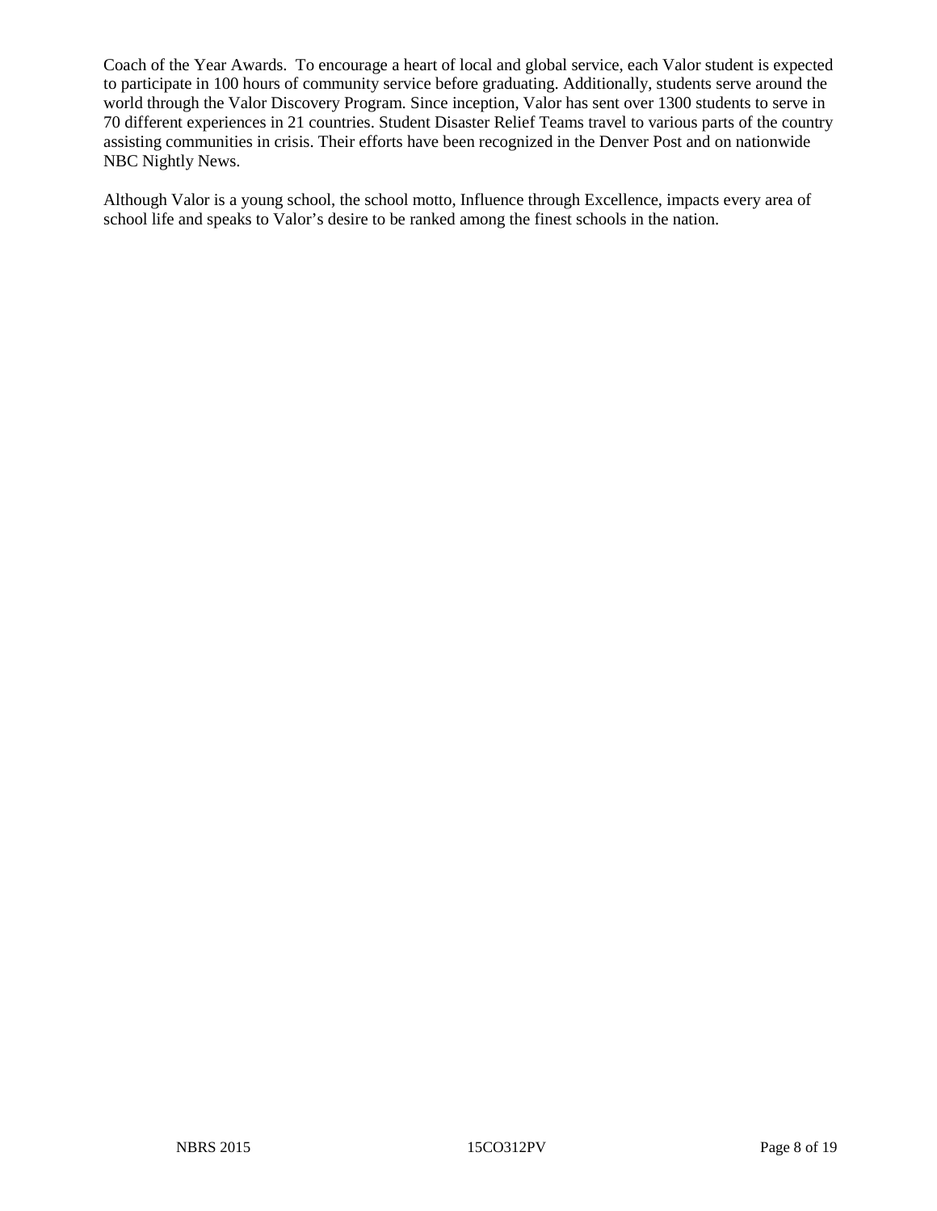Coach of the Year Awards. To encourage a heart of local and global service, each Valor student is expected to participate in 100 hours of community service before graduating. Additionally, students serve around the world through the Valor Discovery Program. Since inception, Valor has sent over 1300 students to serve in 70 different experiences in 21 countries. Student Disaster Relief Teams travel to various parts of the country assisting communities in crisis. Their efforts have been recognized in the Denver Post and on nationwide NBC Nightly News.

Although Valor is a young school, the school motto, Influence through Excellence, impacts every area of school life and speaks to Valor's desire to be ranked among the finest schools in the nation.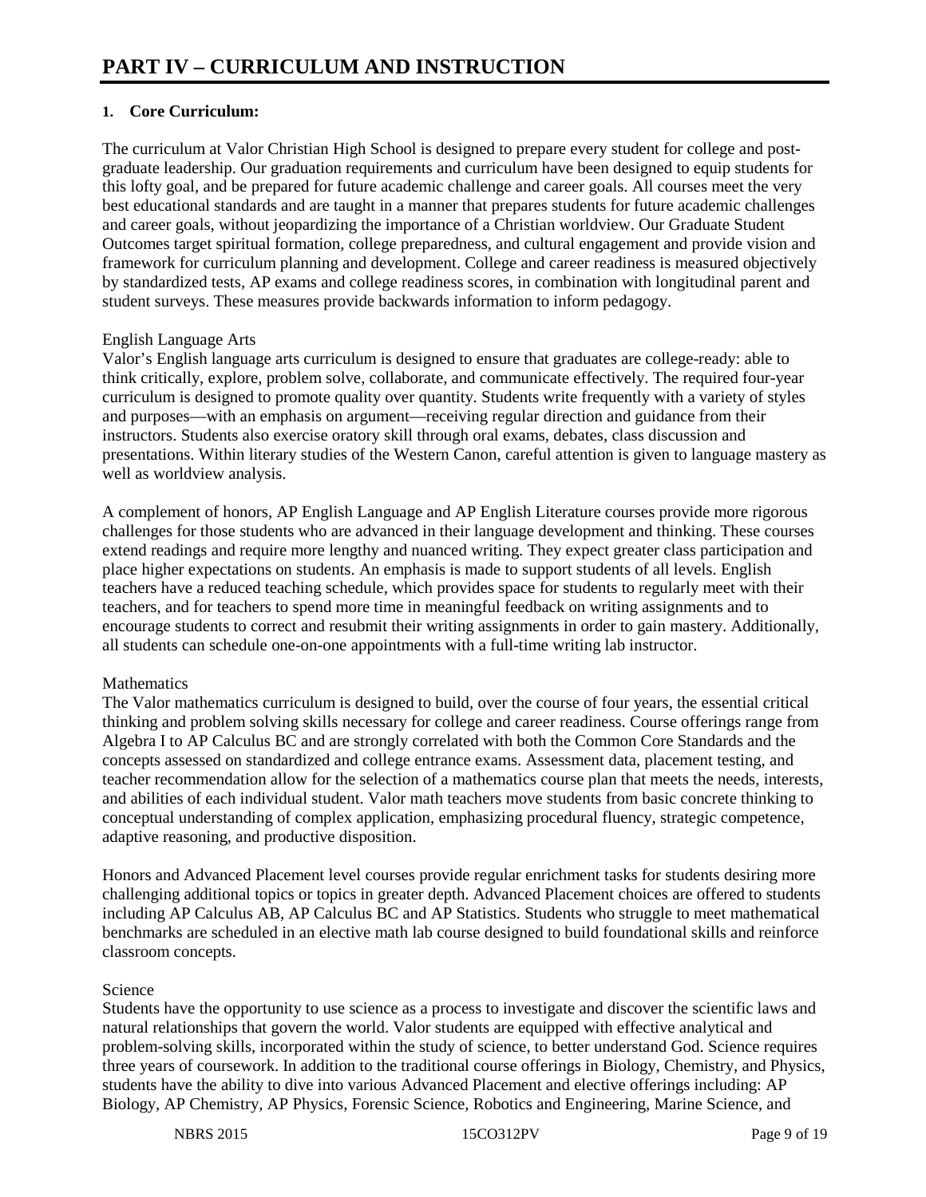# PART IV – CURRICULUM AND INSTRUCTION

**1. Core Curriculum:**

The curriculum at Valor Christian High School is designed to prepare every student for college and post-graduate leadership. Our graduation requirements and curriculum have been designed to equip students for this lofty goal, and be prepared for future academic challenge and career goals. All courses meet the very best educational standards and are taught in a manner that prepares students for future academic challenges and career goals, without jeopardizing the importance of a Christian worldview. Our Graduate Student Outcomes target spiritual formation, college preparedness, and cultural engagement and provide vision and framework for curriculum planning and development. College and career readiness is measured objectively by standardized tests, AP exams and college readiness scores, in combination with longitudinal parent and student surveys. These measures provide backwards information to inform pedagogy.

English Language Arts
Valor's English language arts curriculum is designed to ensure that graduates are college-ready: able to think critically, explore, problem solve, collaborate, and communicate effectively. The required four-year curriculum is designed to promote quality over quantity. Students write frequently with a variety of styles and purposes—with an emphasis on argument—receiving regular direction and guidance from their instructors. Students also exercise oratory skill through oral exams, debates, class discussion and presentations. Within literary studies of the Western Canon, careful attention is given to language mastery as well as worldview analysis.

A complement of honors, AP English Language and AP English Literature courses provide more rigorous challenges for those students who are advanced in their language development and thinking. These courses extend readings and require more lengthy and nuanced writing. They expect greater class participation and place higher expectations on students. An emphasis is made to support students of all levels. English teachers have a reduced teaching schedule, which provides space for students to regularly meet with their teachers, and for teachers to spend more time in meaningful feedback on writing assignments and to encourage students to correct and resubmit their writing assignments in order to gain mastery. Additionally, all students can schedule one-on-one appointments with a full-time writing lab instructor.

Mathematics
The Valor mathematics curriculum is designed to build, over the course of four years, the essential critical thinking and problem solving skills necessary for college and career readiness. Course offerings range from Algebra I to AP Calculus BC and are strongly correlated with both the Common Core Standards and the concepts assessed on standardized and college entrance exams. Assessment data, placement testing, and teacher recommendation allow for the selection of a mathematics course plan that meets the needs, interests, and abilities of each individual student. Valor math teachers move students from basic concrete thinking to conceptual understanding of complex application, emphasizing procedural fluency, strategic competence, adaptive reasoning, and productive disposition.

Honors and Advanced Placement level courses provide regular enrichment tasks for students desiring more challenging additional topics or topics in greater depth. Advanced Placement choices are offered to students including AP Calculus AB, AP Calculus BC and AP Statistics. Students who struggle to meet mathematical benchmarks are scheduled in an elective math lab course designed to build foundational skills and reinforce classroom concepts.

Science
Students have the opportunity to use science as a process to investigate and discover the scientific laws and natural relationships that govern the world. Valor students are equipped with effective analytical and problem-solving skills, incorporated within the study of science, to better understand God. Science requires three years of coursework. In addition to the traditional course offerings in Biology, Chemistry, and Physics, students have the ability to dive into various Advanced Placement and elective offerings including: AP Biology, AP Chemistry, AP Physics, Forensic Science, Robotics and Engineering, Marine Science, and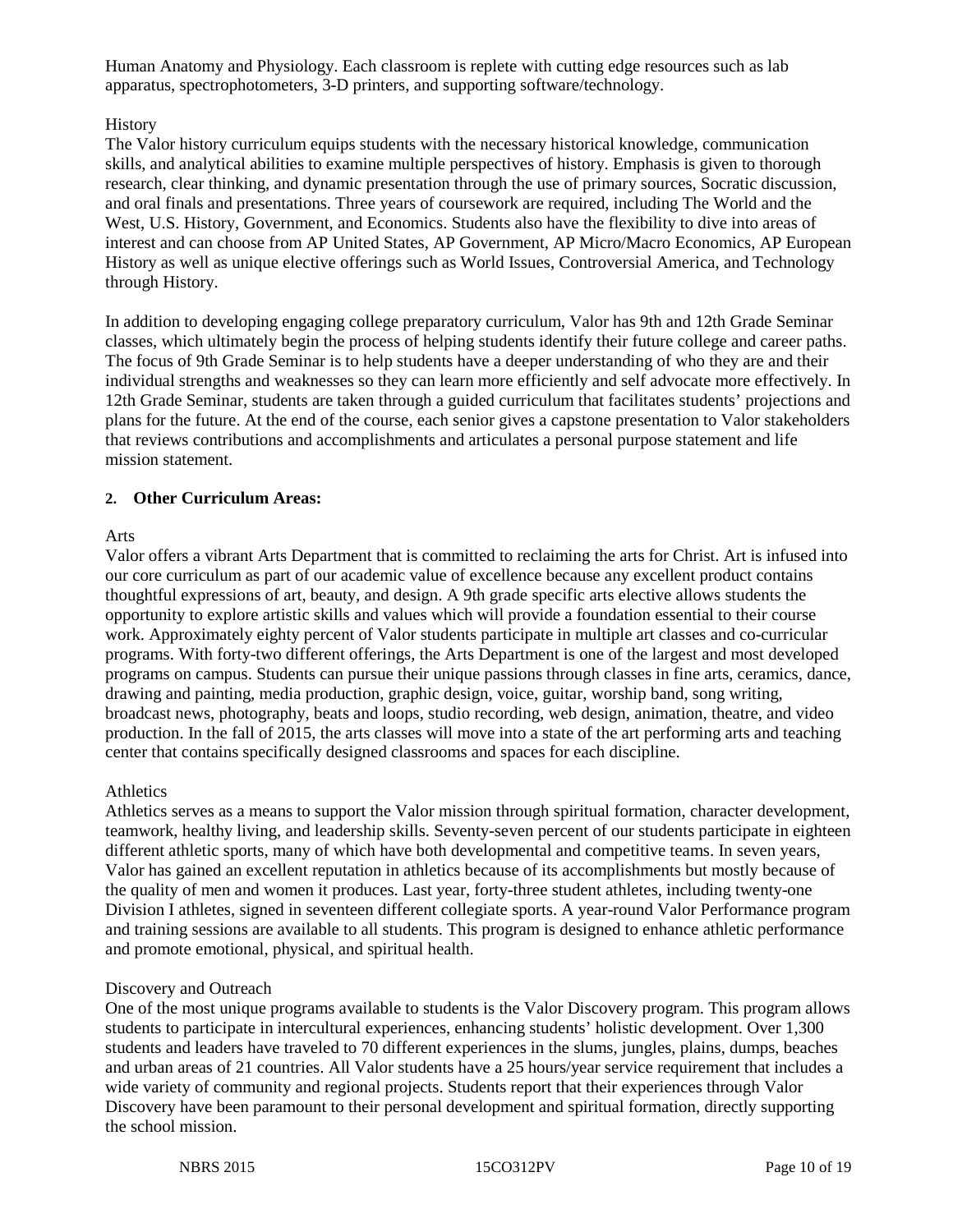Human Anatomy and Physiology. Each classroom is replete with cutting edge resources such as lab apparatus, spectrophotometers, 3-D printers, and supporting software/technology.

History

The Valor history curriculum equips students with the necessary historical knowledge, communication skills, and analytical abilities to examine multiple perspectives of history. Emphasis is given to thorough research, clear thinking, and dynamic presentation through the use of primary sources, Socratic discussion, and oral finals and presentations. Three years of coursework are required, including The World and the West, U.S. History, Government, and Economics. Students also have the flexibility to dive into areas of interest and can choose from AP United States, AP Government, AP Micro/Macro Economics, AP European History as well as unique elective offerings such as World Issues, Controversial America, and Technology through History.

In addition to developing engaging college preparatory curriculum, Valor has 9th and 12th Grade Seminar classes, which ultimately begin the process of helping students identify their future college and career paths. The focus of 9th Grade Seminar is to help students have a deeper understanding of who they are and their individual strengths and weaknesses so they can learn more efficiently and self advocate more effectively. In 12th Grade Seminar, students are taken through a guided curriculum that facilitates students' projections and plans for the future. At the end of the course, each senior gives a capstone presentation to Valor stakeholders that reviews contributions and accomplishments and articulates a personal purpose statement and life mission statement.

**2. Other Curriculum Areas:**

Arts

Valor offers a vibrant Arts Department that is committed to reclaiming the arts for Christ. Art is infused into our core curriculum as part of our academic value of excellence because any excellent product contains thoughtful expressions of art, beauty, and design. A 9th grade specific arts elective allows students the opportunity to explore artistic skills and values which will provide a foundation essential to their course work. Approximately eighty percent of Valor students participate in multiple art classes and co-curricular programs. With forty-two different offerings, the Arts Department is one of the largest and most developed programs on campus. Students can pursue their unique passions through classes in fine arts, ceramics, dance, drawing and painting, media production, graphic design, voice, guitar, worship band, song writing, broadcast news, photography, beats and loops, studio recording, web design, animation, theatre, and video production. In the fall of 2015, the arts classes will move into a state of the art performing arts and teaching center that contains specifically designed classrooms and spaces for each discipline.

Athletics

Athletics serves as a means to support the Valor mission through spiritual formation, character development, teamwork, healthy living, and leadership skills. Seventy-seven percent of our students participate in eighteen different athletic sports, many of which have both developmental and competitive teams. In seven years, Valor has gained an excellent reputation in athletics because of its accomplishments but mostly because of the quality of men and women it produces. Last year, forty-three student athletes, including twenty-one Division I athletes, signed in seventeen different collegiate sports. A year-round Valor Performance program and training sessions are available to all students. This program is designed to enhance athletic performance and promote emotional, physical, and spiritual health.

Discovery and Outreach

One of the most unique programs available to students is the Valor Discovery program. This program allows students to participate in intercultural experiences, enhancing students' holistic development. Over 1,300 students and leaders have traveled to 70 different experiences in the slums, jungles, plains, dumps, beaches and urban areas of 21 countries. All Valor students have a 25 hours/year service requirement that includes a wide variety of community and regional projects. Students report that their experiences through Valor Discovery have been paramount to their personal development and spiritual formation, directly supporting the school mission.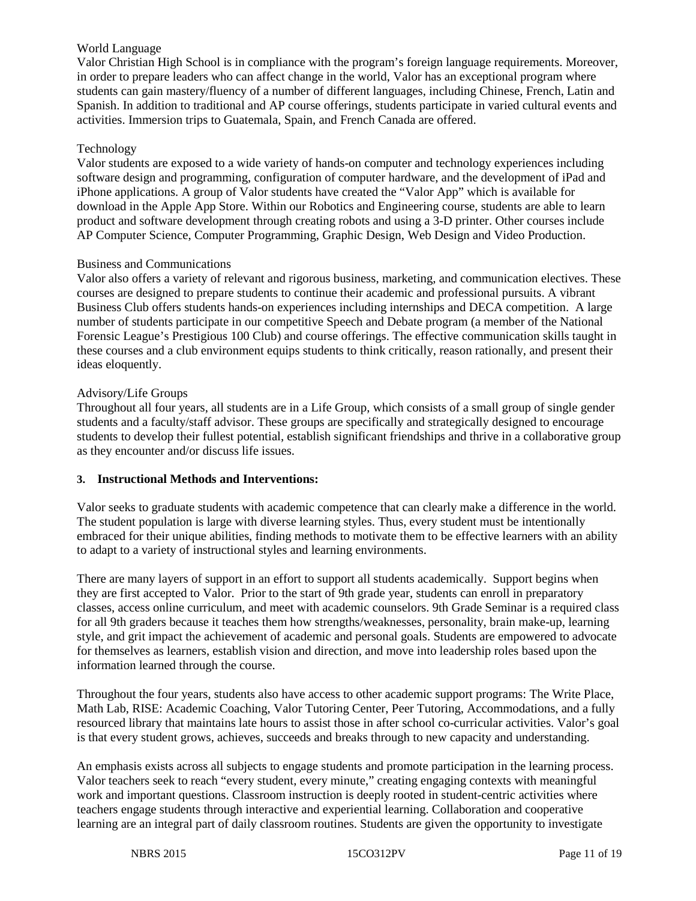World Language

Valor Christian High School is in compliance with the program's foreign language requirements. Moreover, in order to prepare leaders who can affect change in the world, Valor has an exceptional program where students can gain mastery/fluency of a number of different languages, including Chinese, French, Latin and Spanish. In addition to traditional and AP course offerings, students participate in varied cultural events and activities. Immersion trips to Guatemala, Spain, and French Canada are offered.

Technology

Valor students are exposed to a wide variety of hands-on computer and technology experiences including software design and programming, configuration of computer hardware, and the development of iPad and iPhone applications. A group of Valor students have created the "Valor App" which is available for download in the Apple App Store. Within our Robotics and Engineering course, students are able to learn product and software development through creating robots and using a 3-D printer. Other courses include AP Computer Science, Computer Programming, Graphic Design, Web Design and Video Production.

Business and Communications

Valor also offers a variety of relevant and rigorous business, marketing, and communication electives. These courses are designed to prepare students to continue their academic and professional pursuits. A vibrant Business Club offers students hands-on experiences including internships and DECA competition. A large number of students participate in our competitive Speech and Debate program (a member of the National Forensic League's Prestigious 100 Club) and course offerings. The effective communication skills taught in these courses and a club environment equips students to think critically, reason rationally, and present their ideas eloquently.

Advisory/Life Groups

Throughout all four years, all students are in a Life Group, which consists of a small group of single gender students and a faculty/staff advisor. These groups are specifically and strategically designed to encourage students to develop their fullest potential, establish significant friendships and thrive in a collaborative group as they encounter and/or discuss life issues.

**3. Instructional Methods and Interventions:**

Valor seeks to graduate students with academic competence that can clearly make a difference in the world. The student population is large with diverse learning styles. Thus, every student must be intentionally embraced for their unique abilities, finding methods to motivate them to be effective learners with an ability to adapt to a variety of instructional styles and learning environments.

There are many layers of support in an effort to support all students academically. Support begins when they are first accepted to Valor. Prior to the start of 9th grade year, students can enroll in preparatory classes, access online curriculum, and meet with academic counselors. 9th Grade Seminar is a required class for all 9th graders because it teaches them how strengths/weaknesses, personality, brain make-up, learning style, and grit impact the achievement of academic and personal goals. Students are empowered to advocate for themselves as learners, establish vision and direction, and move into leadership roles based upon the information learned through the course.

Throughout the four years, students also have access to other academic support programs: The Write Place, Math Lab, RISE: Academic Coaching, Valor Tutoring Center, Peer Tutoring, Accommodations, and a fully resourced library that maintains late hours to assist those in after school co-curricular activities. Valor's goal is that every student grows, achieves, succeeds and breaks through to new capacity and understanding.

An emphasis exists across all subjects to engage students and promote participation in the learning process. Valor teachers seek to reach "every student, every minute," creating engaging contexts with meaningful work and important questions. Classroom instruction is deeply rooted in student-centric activities where teachers engage students through interactive and experiential learning. Collaboration and cooperative learning are an integral part of daily classroom routines. Students are given the opportunity to investigate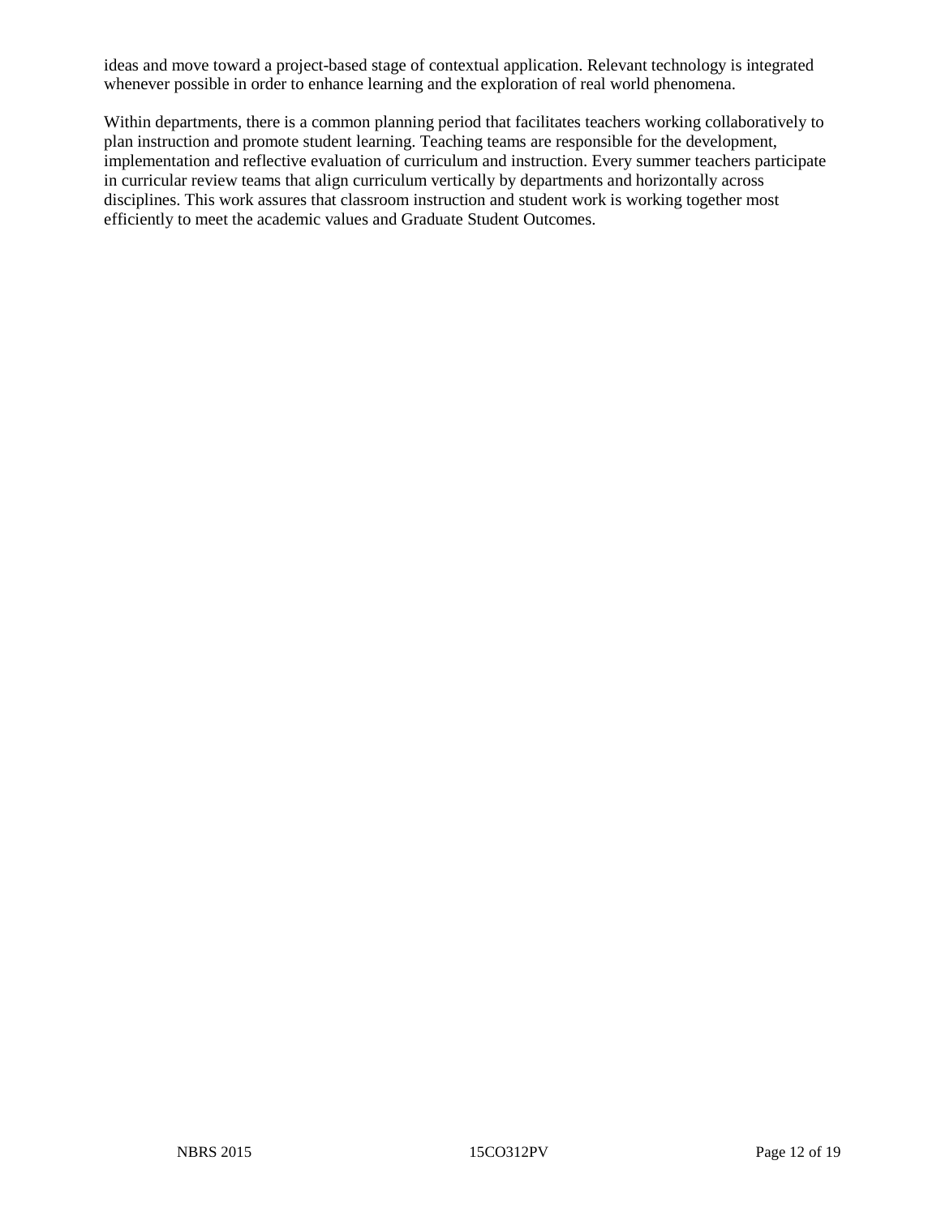ideas and move toward a project-based stage of contextual application. Relevant technology is integrated whenever possible in order to enhance learning and the exploration of real world phenomena.

Within departments, there is a common planning period that facilitates teachers working collaboratively to plan instruction and promote student learning. Teaching teams are responsible for the development, implementation and reflective evaluation of curriculum and instruction. Every summer teachers participate in curricular review teams that align curriculum vertically by departments and horizontally across disciplines. This work assures that classroom instruction and student work is working together most efficiently to meet the academic values and Graduate Student Outcomes.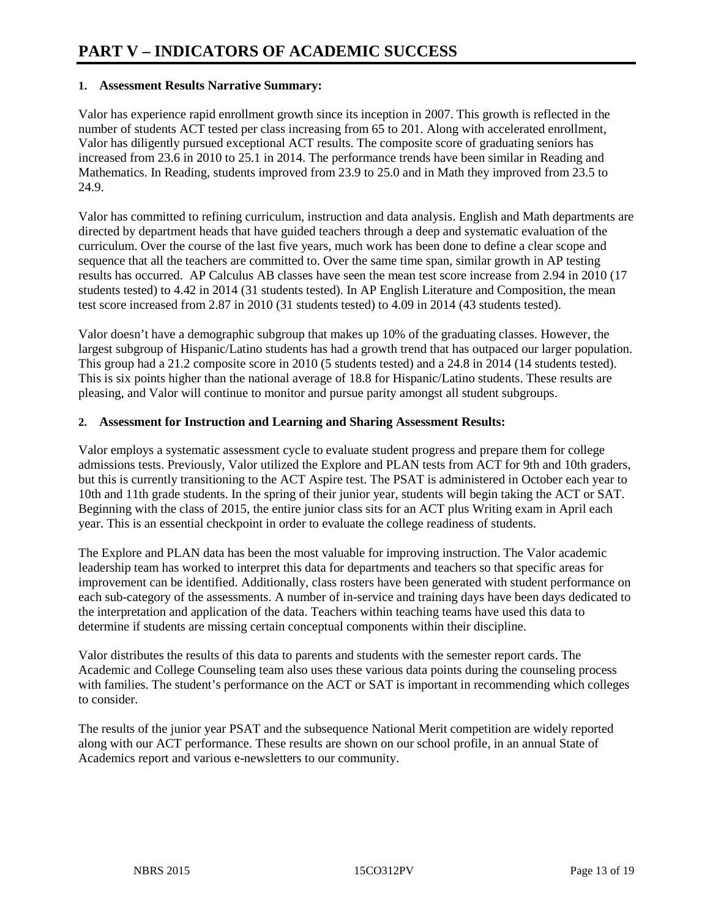# PART V – INDICATORS OF ACADEMIC SUCCESS

**1. Assessment Results Narrative Summary:**

Valor has experience rapid enrollment growth since its inception in 2007. This growth is reflected in the number of students ACT tested per class increasing from 65 to 201. Along with accelerated enrollment, Valor has diligently pursued exceptional ACT results. The composite score of graduating seniors has increased from 23.6 in 2010 to 25.1 in 2014. The performance trends have been similar in Reading and Mathematics. In Reading, students improved from 23.9 to 25.0 and in Math they improved from 23.5 to 24.9.

Valor has committed to refining curriculum, instruction and data analysis. English and Math departments are directed by department heads that have guided teachers through a deep and systematic evaluation of the curriculum. Over the course of the last five years, much work has been done to define a clear scope and sequence that all the teachers are committed to. Over the same time span, similar growth in AP testing results has occurred. AP Calculus AB classes have seen the mean test score increase from 2.94 in 2010 (17 students tested) to 4.42 in 2014 (31 students tested). In AP English Literature and Composition, the mean test score increased from 2.87 in 2010 (31 students tested) to 4.09 in 2014 (43 students tested).

Valor doesn't have a demographic subgroup that makes up 10% of the graduating classes. However, the largest subgroup of Hispanic/Latino students has had a growth trend that has outpaced our larger population. This group had a 21.2 composite score in 2010 (5 students tested) and a 24.8 in 2014 (14 students tested). This is six points higher than the national average of 18.8 for Hispanic/Latino students. These results are pleasing, and Valor will continue to monitor and pursue parity amongst all student subgroups.

**2. Assessment for Instruction and Learning and Sharing Assessment Results:**

Valor employs a systematic assessment cycle to evaluate student progress and prepare them for college admissions tests. Previously, Valor utilized the Explore and PLAN tests from ACT for 9th and 10th graders, but this is currently transitioning to the ACT Aspire test. The PSAT is administered in October each year to 10th and 11th grade students. In the spring of their junior year, students will begin taking the ACT or SAT. Beginning with the class of 2015, the entire junior class sits for an ACT plus Writing exam in April each year. This is an essential checkpoint in order to evaluate the college readiness of students.

The Explore and PLAN data has been the most valuable for improving instruction. The Valor academic leadership team has worked to interpret this data for departments and teachers so that specific areas for improvement can be identified. Additionally, class rosters have been generated with student performance on each sub-category of the assessments. A number of in-service and training days have been days dedicated to the interpretation and application of the data. Teachers within teaching teams have used this data to determine if students are missing certain conceptual components within their discipline.

Valor distributes the results of this data to parents and students with the semester report cards. The Academic and College Counseling team also uses these various data points during the counseling process with families. The student's performance on the ACT or SAT is important in recommending which colleges to consider.

The results of the junior year PSAT and the subsequence National Merit competition are widely reported along with our ACT performance. These results are shown on our school profile, in an annual State of Academics report and various e-newsletters to our community.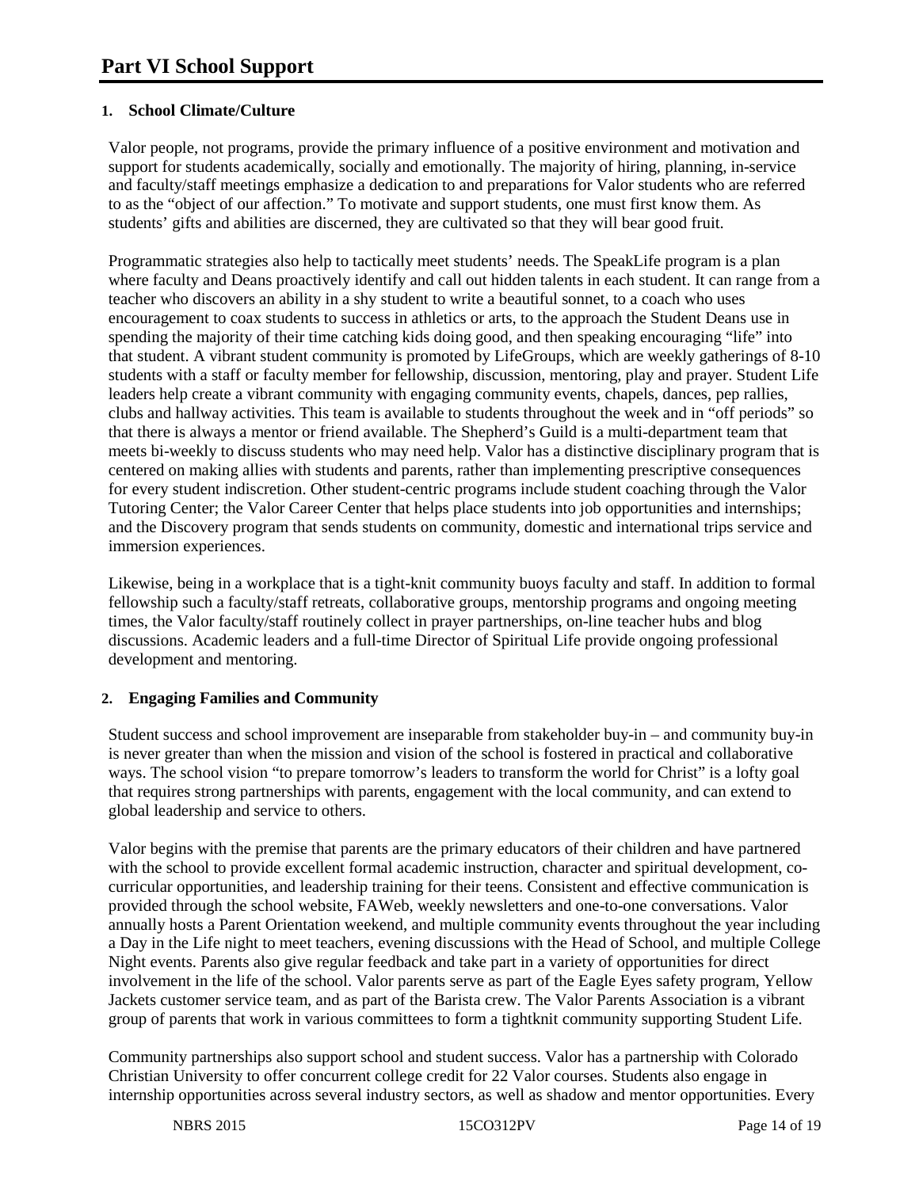# Part VI School Support

## 1. School Climate/Culture

Valor people, not programs, provide the primary influence of a positive environment and motivation and support for students academically, socially and emotionally. The majority of hiring, planning, in-service and faculty/staff meetings emphasize a dedication to and preparations for Valor students who are referred to as the "object of our affection." To motivate and support students, one must first know them. As students' gifts and abilities are discerned, they are cultivated so that they will bear good fruit.

Programmatic strategies also help to tactically meet students' needs. The SpeakLife program is a plan where faculty and Deans proactively identify and call out hidden talents in each student. It can range from a teacher who discovers an ability in a shy student to write a beautiful sonnet, to a coach who uses encouragement to coax students to success in athletics or arts, to the approach the Student Deans use in spending the majority of their time catching kids doing good, and then speaking encouraging "life" into that student. A vibrant student community is promoted by LifeGroups, which are weekly gatherings of 8-10 students with a staff or faculty member for fellowship, discussion, mentoring, play and prayer. Student Life leaders help create a vibrant community with engaging community events, chapels, dances, pep rallies, clubs and hallway activities. This team is available to students throughout the week and in "off periods" so that there is always a mentor or friend available. The Shepherd's Guild is a multi-department team that meets bi-weekly to discuss students who may need help. Valor has a distinctive disciplinary program that is centered on making allies with students and parents, rather than implementing prescriptive consequences for every student indiscretion. Other student-centric programs include student coaching through the Valor Tutoring Center; the Valor Career Center that helps place students into job opportunities and internships; and the Discovery program that sends students on community, domestic and international trips service and immersion experiences.

Likewise, being in a workplace that is a tight-knit community buoys faculty and staff. In addition to formal fellowship such a faculty/staff retreats, collaborative groups, mentorship programs and ongoing meeting times, the Valor faculty/staff routinely collect in prayer partnerships, on-line teacher hubs and blog discussions. Academic leaders and a full-time Director of Spiritual Life provide ongoing professional development and mentoring.

## 2. Engaging Families and Community

Student success and school improvement are inseparable from stakeholder buy-in – and community buy-in is never greater than when the mission and vision of the school is fostered in practical and collaborative ways. The school vision "to prepare tomorrow's leaders to transform the world for Christ" is a lofty goal that requires strong partnerships with parents, engagement with the local community, and can extend to global leadership and service to others.

Valor begins with the premise that parents are the primary educators of their children and have partnered with the school to provide excellent formal academic instruction, character and spiritual development, co-curricular opportunities, and leadership training for their teens. Consistent and effective communication is provided through the school website, FAWeb, weekly newsletters and one-to-one conversations. Valor annually hosts a Parent Orientation weekend, and multiple community events throughout the year including a Day in the Life night to meet teachers, evening discussions with the Head of School, and multiple College Night events. Parents also give regular feedback and take part in a variety of opportunities for direct involvement in the life of the school. Valor parents serve as part of the Eagle Eyes safety program, Yellow Jackets customer service team, and as part of the Barista crew. The Valor Parents Association is a vibrant group of parents that work in various committees to form a tightknit community supporting Student Life.

Community partnerships also support school and student success. Valor has a partnership with Colorado Christian University to offer concurrent college credit for 22 Valor courses. Students also engage in internship opportunities across several industry sectors, as well as shadow and mentor opportunities. Every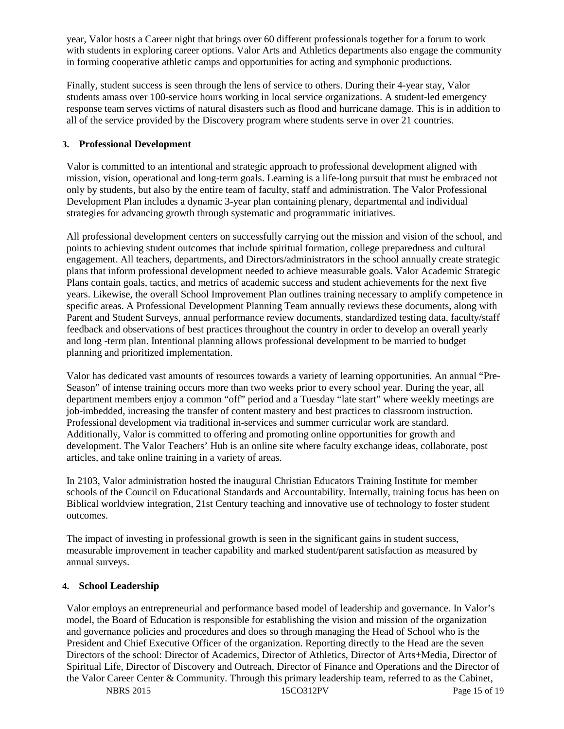year, Valor hosts a Career night that brings over 60 different professionals together for a forum to work with students in exploring career options. Valor Arts and Athletics departments also engage the community in forming cooperative athletic camps and opportunities for acting and symphonic productions.

Finally, student success is seen through the lens of service to others. During their 4-year stay, Valor students amass over 100-service hours working in local service organizations. A student-led emergency response team serves victims of natural disasters such as flood and hurricane damage. This is in addition to all of the service provided by the Discovery program where students serve in over 21 countries.

## 3. Professional Development

Valor is committed to an intentional and strategic approach to professional development aligned with mission, vision, operational and long-term goals. Learning is a life-long pursuit that must be embraced not only by students, but also by the entire team of faculty, staff and administration. The Valor Professional Development Plan includes a dynamic 3-year plan containing plenary, departmental and individual strategies for advancing growth through systematic and programmatic initiatives.

All professional development centers on successfully carrying out the mission and vision of the school, and points to achieving student outcomes that include spiritual formation, college preparedness and cultural engagement. All teachers, departments, and Directors/administrators in the school annually create strategic plans that inform professional development needed to achieve measurable goals. Valor Academic Strategic Plans contain goals, tactics, and metrics of academic success and student achievements for the next five years. Likewise, the overall School Improvement Plan outlines training necessary to amplify competence in specific areas. A Professional Development Planning Team annually reviews these documents, along with Parent and Student Surveys, annual performance review documents, standardized testing data, faculty/staff feedback and observations of best practices throughout the country in order to develop an overall yearly and long -term plan. Intentional planning allows professional development to be married to budget planning and prioritized implementation.

Valor has dedicated vast amounts of resources towards a variety of learning opportunities. An annual "Pre-Season" of intense training occurs more than two weeks prior to every school year. During the year, all department members enjoy a common "off" period and a Tuesday "late start" where weekly meetings are job-imbedded, increasing the transfer of content mastery and best practices to classroom instruction. Professional development via traditional in-services and summer curricular work are standard. Additionally, Valor is committed to offering and promoting online opportunities for growth and development. The Valor Teachers' Hub is an online site where faculty exchange ideas, collaborate, post articles, and take online training in a variety of areas.

In 2103, Valor administration hosted the inaugural Christian Educators Training Institute for member schools of the Council on Educational Standards and Accountability. Internally, training focus has been on Biblical worldview integration, 21st Century teaching and innovative use of technology to foster student outcomes.

The impact of investing in professional growth is seen in the significant gains in student success, measurable improvement in teacher capability and marked student/parent satisfaction as measured by annual surveys.

## 4. School Leadership

Valor employs an entrepreneurial and performance based model of leadership and governance. In Valor's model, the Board of Education is responsible for establishing the vision and mission of the organization and governance policies and procedures and does so through managing the Head of School who is the President and Chief Executive Officer of the organization. Reporting directly to the Head are the seven Directors of the school: Director of Academics, Director of Athletics, Director of Arts+Media, Director of Spiritual Life, Director of Discovery and Outreach, Director of Finance and Operations and the Director of the Valor Career Center & Community. Through this primary leadership team, referred to as the Cabinet,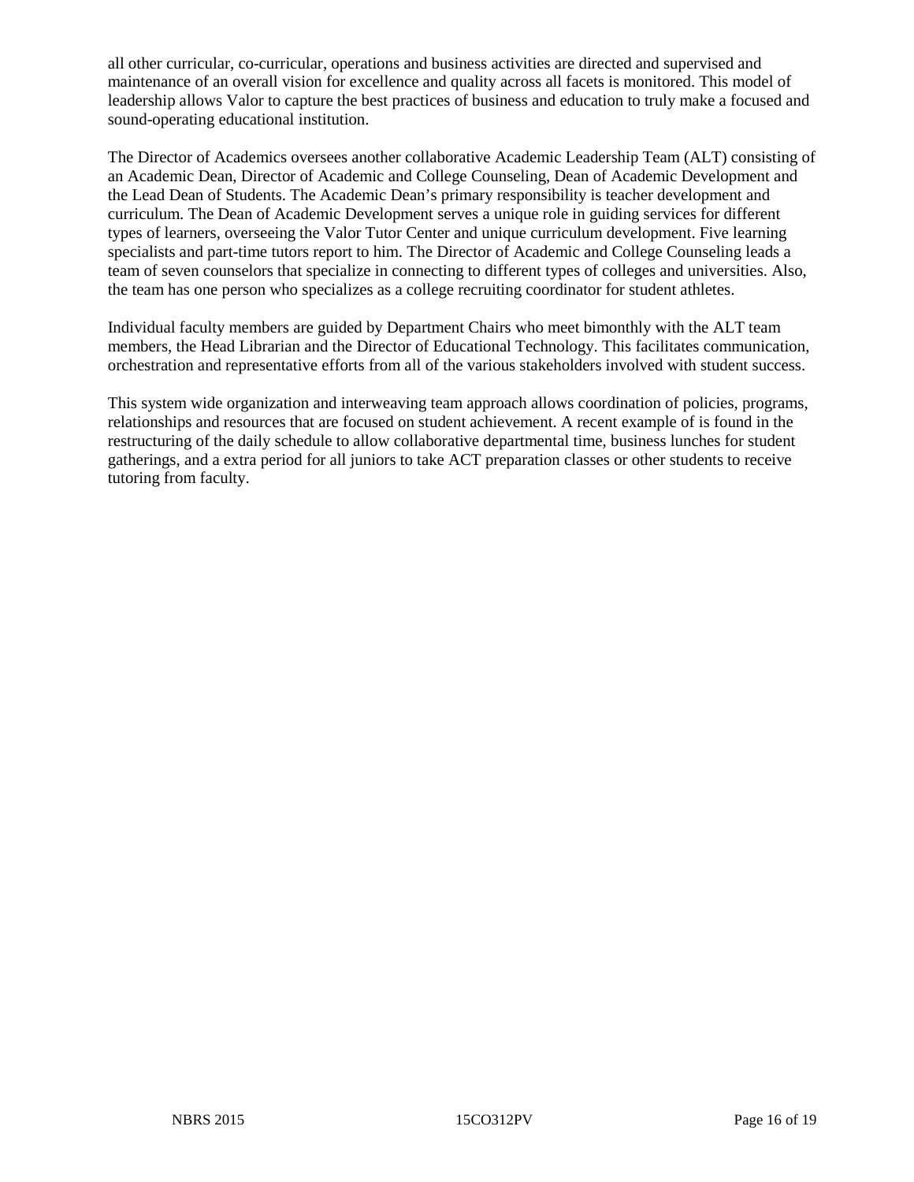all other curricular, co-curricular, operations and business activities are directed and supervised and maintenance of an overall vision for excellence and quality across all facets is monitored. This model of leadership allows Valor to capture the best practices of business and education to truly make a focused and sound-operating educational institution.

The Director of Academics oversees another collaborative Academic Leadership Team (ALT) consisting of an Academic Dean, Director of Academic and College Counseling, Dean of Academic Development and the Lead Dean of Students. The Academic Dean's primary responsibility is teacher development and curriculum. The Dean of Academic Development serves a unique role in guiding services for different types of learners, overseeing the Valor Tutor Center and unique curriculum development. Five learning specialists and part-time tutors report to him. The Director of Academic and College Counseling leads a team of seven counselors that specialize in connecting to different types of colleges and universities. Also, the team has one person who specializes as a college recruiting coordinator for student athletes.

Individual faculty members are guided by Department Chairs who meet bimonthly with the ALT team members, the Head Librarian and the Director of Educational Technology. This facilitates communication, orchestration and representative efforts from all of the various stakeholders involved with student success.

This system wide organization and interweaving team approach allows coordination of policies, programs, relationships and resources that are focused on student achievement. A recent example of is found in the restructuring of the daily schedule to allow collaborative departmental time, business lunches for student gatherings, and a extra period for all juniors to take ACT preparation classes or other students to receive tutoring from faculty.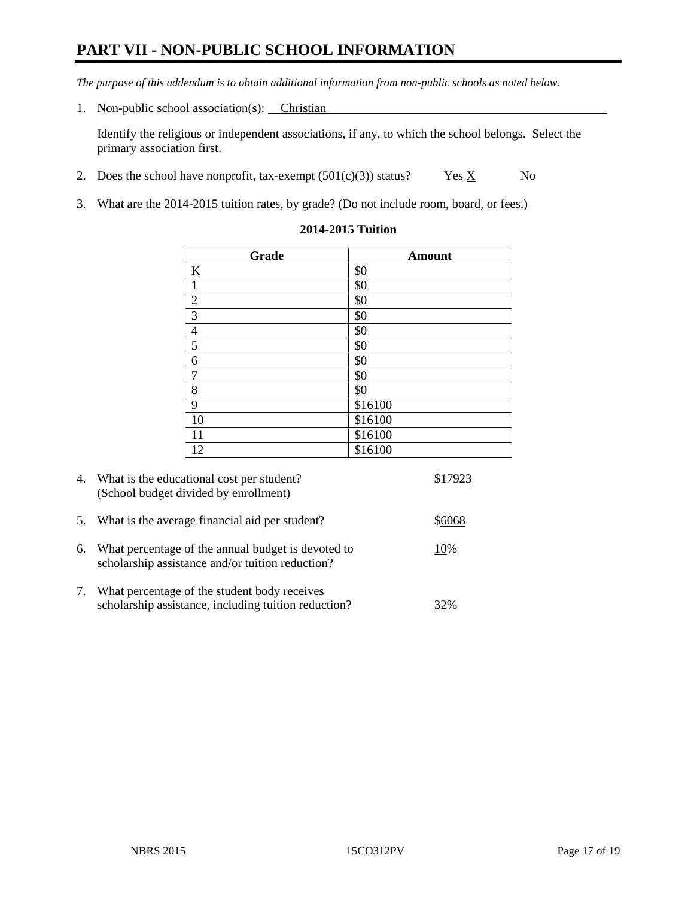# PART VII - NON-PUBLIC SCHOOL INFORMATION

*The purpose of this addendum is to obtain additional information from non-public schools as noted below.*

1. Non-public school association(s): Christian

   Identify the religious or independent associations, if any, to which the school belongs. Select the primary association first.

2. Does the school have nonprofit, tax-exempt (501(c)(3)) status? Yes X No

3. What are the 2014-2015 tuition rates, by grade? (Do not include room, board, or fees.)

**2014-2015 Tuition**

| Grade | Amount |
|---|---|
| K | $0 |
| 1 | $0 |
| 2 | $0 |
| 3 | $0 |
| 4 | $0 |
| 5 | $0 |
| 6 | $0 |
| 7 | $0 |
| 8 | $0 |
| 9 | $16100 |
| 10 | $16100 |
| 11 | $16100 |
| 12 | $16100 |

4. What is the educational cost per student? (School budget divided by enrollment) $17923

5. What is the average financial aid per student? $6068

6. What percentage of the annual budget is devoted to scholarship assistance and/or tuition reduction? 10%

7. What percentage of the student body receives scholarship assistance, including tuition reduction? 32%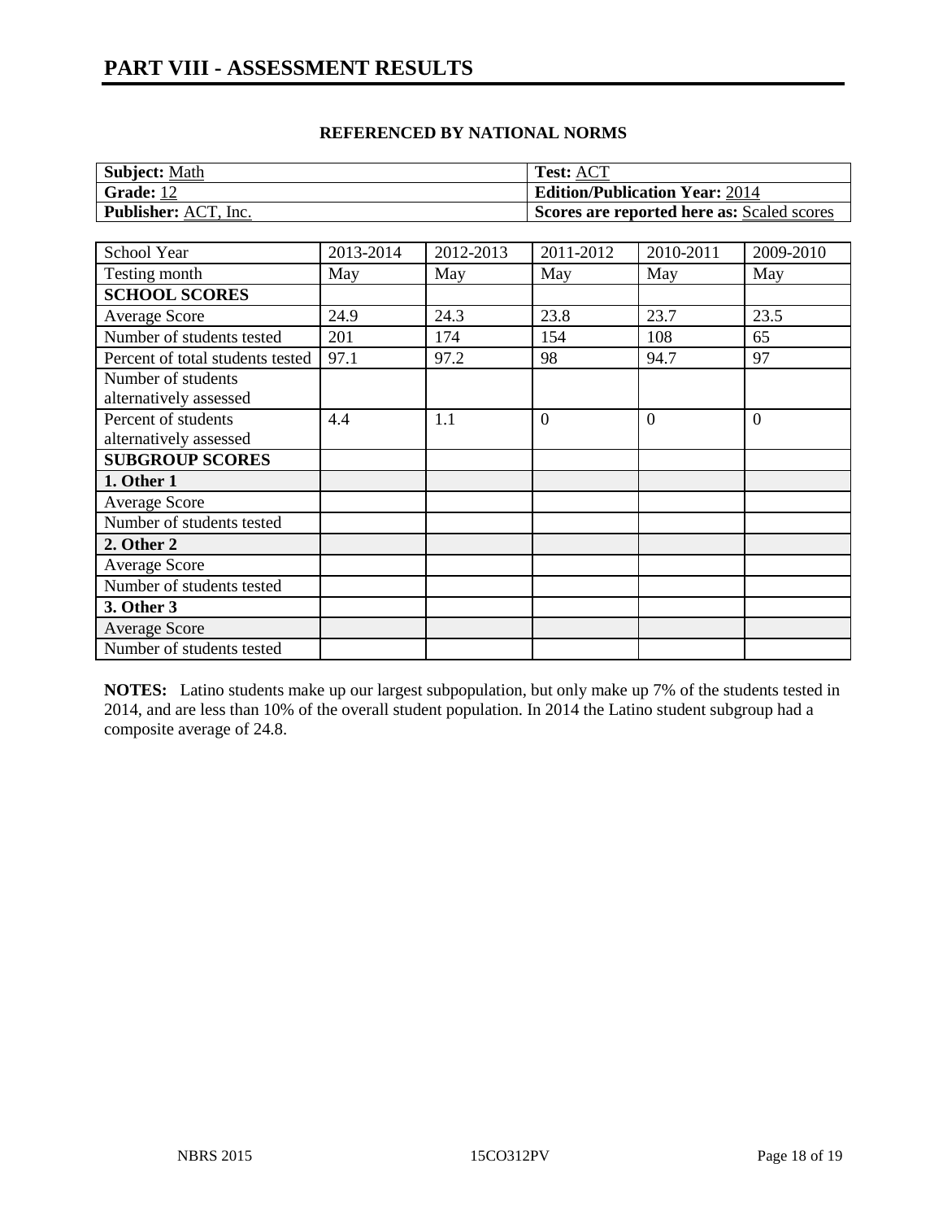# PART VIII - ASSESSMENT RESULTS

**REFERENCED BY NATIONAL NORMS**

| **Subject:** Math | **Test:** ACT |
|---|---|
| **Grade:** 12 | **Edition/Publication Year:** 2014 |
| **Publisher:** ACT, Inc. | **Scores are reported here as:** Scaled scores |

| School Year | 2013-2014 | 2012-2013 | 2011-2012 | 2010-2011 | 2009-2010 |
|---|---|---|---|---|---|
| Testing month | May | May | May | May | May |
| **SCHOOL SCORES** | | | | | |
| Average Score | 24.9 | 24.3 | 23.8 | 23.7 | 23.5 |
| Number of students tested | 201 | 174 | 154 | 108 | 65 |
| Percent of total students tested | 97.1 | 97.2 | 98 | 94.7 | 97 |
| Number of students alternatively assessed | | | | | |
| Percent of students alternatively assessed | 4.4 | 1.1 | 0 | 0 | 0 |
| **SUBGROUP SCORES** | | | | | |
| **1. Other 1** | | | | | |
| Average Score | | | | | |
| Number of students tested | | | | | |
| **2. Other 2** | | | | | |
| Average Score | | | | | |
| Number of students tested | | | | | |
| **3. Other 3** | | | | | |
| Average Score | | | | | |
| Number of students tested | | | | | |

**NOTES:** Latino students make up our largest subpopulation, but only make up 7% of the students tested in 2014, and are less than 10% of the overall student population. In 2014 the Latino student subgroup had a composite average of 24.8.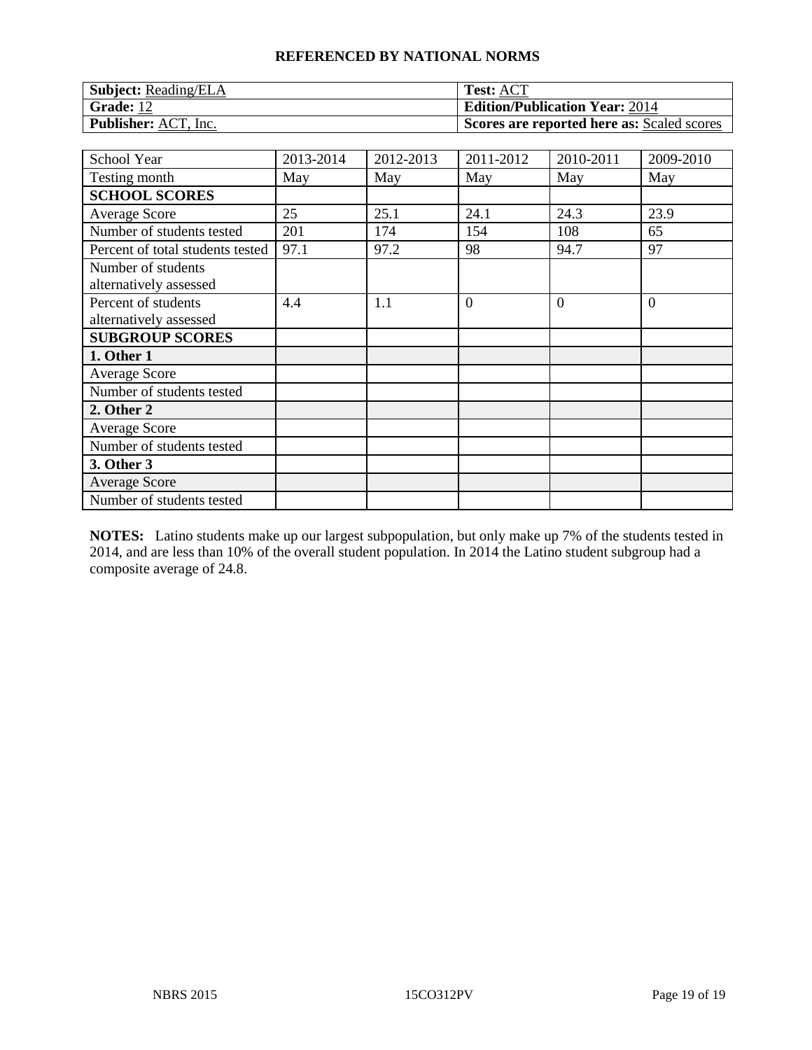**REFERENCED BY NATIONAL NORMS**

| | |
|---|---|
| **Subject:** Reading/ELA | **Test:** ACT |
| **Grade:** 12 | **Edition/Publication Year:** 2014 |
| **Publisher:** ACT, Inc. | **Scores are reported here as:** Scaled scores |

| School Year | 2013-2014 | 2012-2013 | 2011-2012 | 2010-2011 | 2009-2010 |
|---|---|---|---|---|---|
| Testing month | May | May | May | May | May |
| **SCHOOL SCORES** | | | | | |
| Average Score | 25 | 25.1 | 24.1 | 24.3 | 23.9 |
| Number of students tested | 201 | 174 | 154 | 108 | 65 |
| Percent of total students tested | 97.1 | 97.2 | 98 | 94.7 | 97 |
| Number of students alternatively assessed | | | | | |
| Percent of students alternatively assessed | 4.4 | 1.1 | 0 | 0 | 0 |
| **SUBGROUP SCORES** | | | | | |
| **1. Other 1** | | | | | |
| Average Score | | | | | |
| Number of students tested | | | | | |
| **2. Other 2** | | | | | |
| Average Score | | | | | |
| Number of students tested | | | | | |
| **3. Other 3** | | | | | |
| Average Score | | | | | |
| Number of students tested | | | | | |

**NOTES:** Latino students make up our largest subpopulation, but only make up 7% of the students tested in 2014, and are less than 10% of the overall student population. In 2014 the Latino student subgroup had a composite average of 24.8.